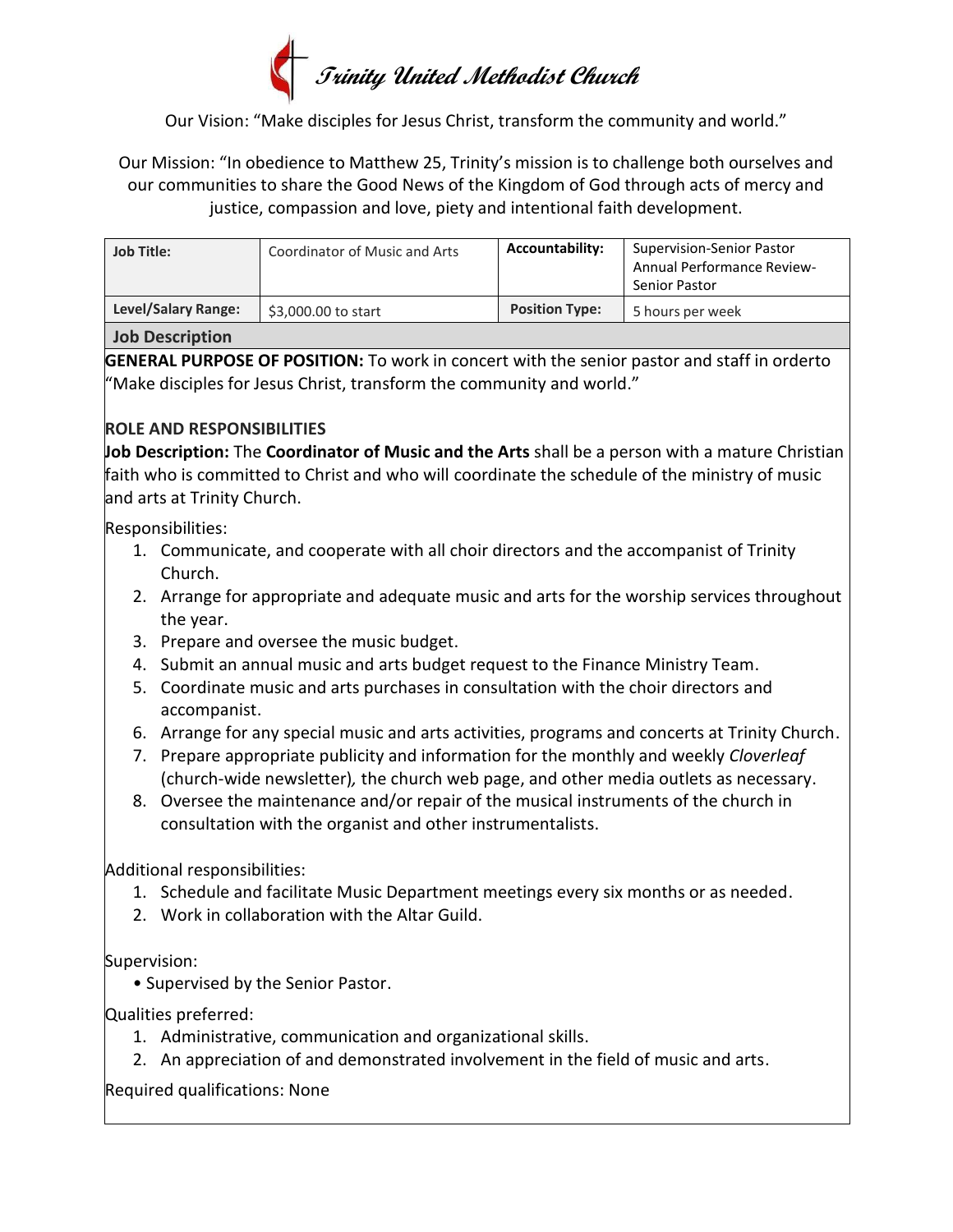# Trinity United Methodist Church

Our Vision: "Make disciples for Jesus Christ, transform the community and world."

Our Mission: "In obedience to Matthew 25, Trinity's mission is to challenge both ourselves and our communities to share the Good News of the Kingdom of God through acts of mercy and justice, compassion and love, piety and intentional faith development.

| **Job Title:** | Coordinator of Music and Arts | **Accountability:** | Supervision-Senior Pastor Annual Performance Review-Senior Pastor |
|---|---|---|---|
| **Level/Salary Range:** | $3,000.00 to start | **Position Type:** | 5 hours per week |

## Job Description

**GENERAL PURPOSE OF POSITION:** To work in concert with the senior pastor and staff in orderto "Make disciples for Jesus Christ, transform the community and world."

**ROLE AND RESPONSIBILITIES**

**Job Description:** The **Coordinator of Music and the Arts** shall be a person with a mature Christian faith who is committed to Christ and who will coordinate the schedule of the ministry of music and arts at Trinity Church.

Responsibilities:

1. Communicate, and cooperate with all choir directors and the accompanist of Trinity Church.
2. Arrange for appropriate and adequate music and arts for the worship services throughout the year.
3. Prepare and oversee the music budget.
4. Submit an annual music and arts budget request to the Finance Ministry Team.
5. Coordinate music and arts purchases in consultation with the choir directors and accompanist.
6. Arrange for any special music and arts activities, programs and concerts at Trinity Church.
7. Prepare appropriate publicity and information for the monthly and weekly *Cloverleaf* (church-wide newsletter), the church web page, and other media outlets as necessary.
8. Oversee the maintenance and/or repair of the musical instruments of the church in consultation with the organist and other instrumentalists.

Additional responsibilities:

1. Schedule and facilitate Music Department meetings every six months or as needed.
2. Work in collaboration with the Altar Guild.

Supervision:

- Supervised by the Senior Pastor.

Qualities preferred:

1. Administrative, communication and organizational skills.
2. An appreciation of and demonstrated involvement in the field of music and arts.

Required qualifications: None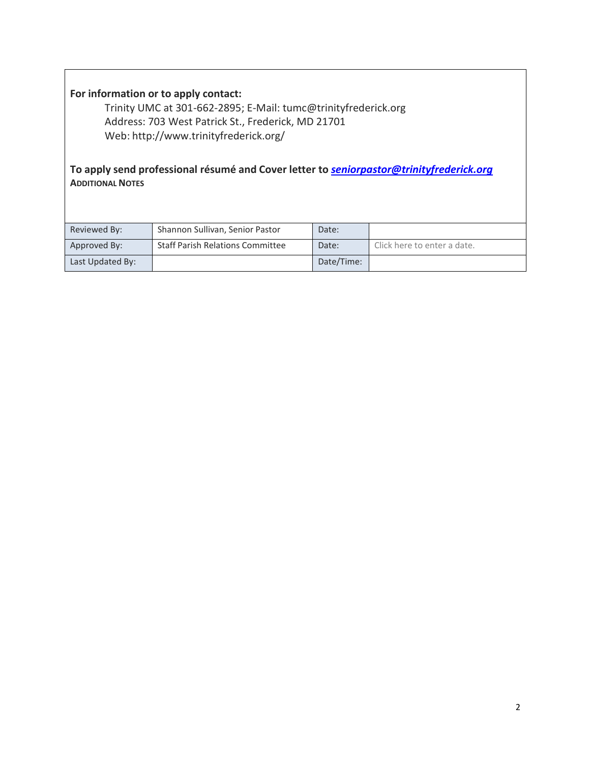**For information or to apply contact:**

Trinity UMC at 301-662-2895; E-Mail: tumc@trinityfrederick.org
Address: 703 West Patrick St., Frederick, MD 21701
Web: http://www.trinityfrederick.org/

**To apply send professional résumé and Cover letter to *seniorpastor@trinityfrederick.org***

**ADDITIONAL NOTES**

| | | | |
|---|---|---|---|
| Reviewed By: | Shannon Sullivan, Senior Pastor | Date: | |
| Approved By: | Staff Parish Relations Committee | Date: | Click here to enter a date. |
| Last Updated By: | | Date/Time: | |